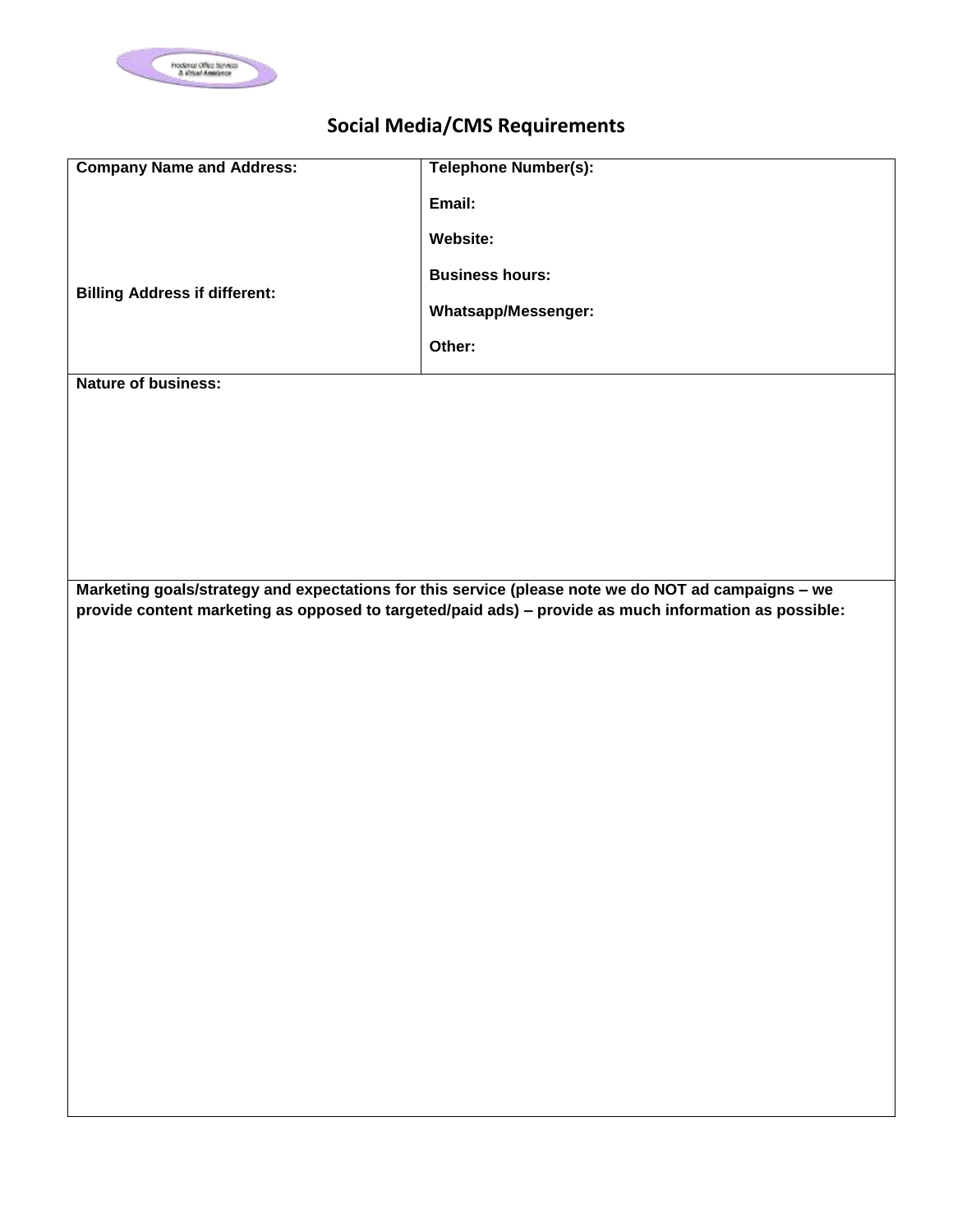# Social Media/CMS Requirements

| **Company Name and Address:**<br><br><br><br>**Billing Address if different:** | **Telephone Number(s):**<br><br>**Email:**<br><br>**Website:**<br><br>**Business hours:**<br><br>**Whatsapp/Messenger:**<br><br>**Other:** |
| --- | --- |
| **Nature of business:** | |
| **Marketing goals/strategy and expectations for this service (please note we do NOT ad campaigns – we provide content marketing as opposed to targeted/paid ads) – provide as much information as possible:** | |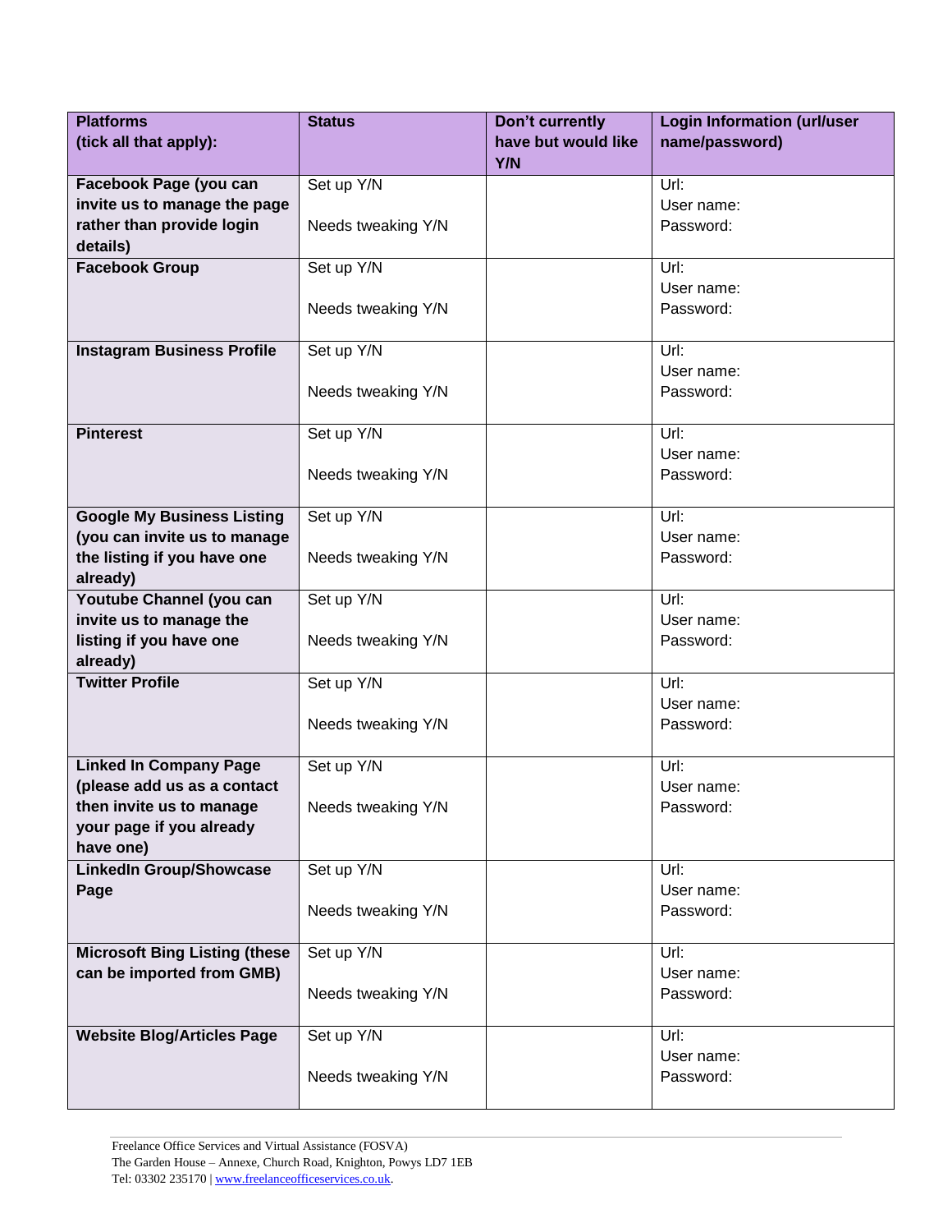| Platforms (tick all that apply): | Status | Don't currently have but would like Y/N | Login Information (url/user name/password) |
|---|---|---|---|
| **Facebook Page (you can invite us to manage the page rather than provide login details)** | Set up Y/N<br><br>Needs tweaking Y/N | | Url:<br>User name:<br>Password: |
| **Facebook Group** | Set up Y/N<br><br>Needs tweaking Y/N | | Url:<br>User name:<br>Password: |
| **Instagram Business Profile** | Set up Y/N<br><br>Needs tweaking Y/N | | Url:<br>User name:<br>Password: |
| **Pinterest** | Set up Y/N<br><br>Needs tweaking Y/N | | Url:<br>User name:<br>Password: |
| **Google My Business Listing (you can invite us to manage the listing if you have one already)** | Set up Y/N<br><br>Needs tweaking Y/N | | Url:<br>User name:<br>Password: |
| **Youtube Channel (you can invite us to manage the listing if you have one already)** | Set up Y/N<br><br>Needs tweaking Y/N | | Url:<br>User name:<br>Password: |
| **Twitter Profile** | Set up Y/N<br><br>Needs tweaking Y/N | | Url:<br>User name:<br>Password: |
| **Linked In Company Page (please add us as a contact then invite us to manage your page if you already have one)** | Set up Y/N<br><br>Needs tweaking Y/N | | Url:<br>User name:<br>Password: |
| **LinkedIn Group/Showcase Page** | Set up Y/N<br><br>Needs tweaking Y/N | | Url:<br>User name:<br>Password: |
| **Microsoft Bing Listing (these can be imported from GMB)** | Set up Y/N<br><br>Needs tweaking Y/N | | Url:<br>User name:<br>Password: |
| **Website Blog/Articles Page** | Set up Y/N<br><br>Needs tweaking Y/N | | Url:<br>User name:<br>Password: |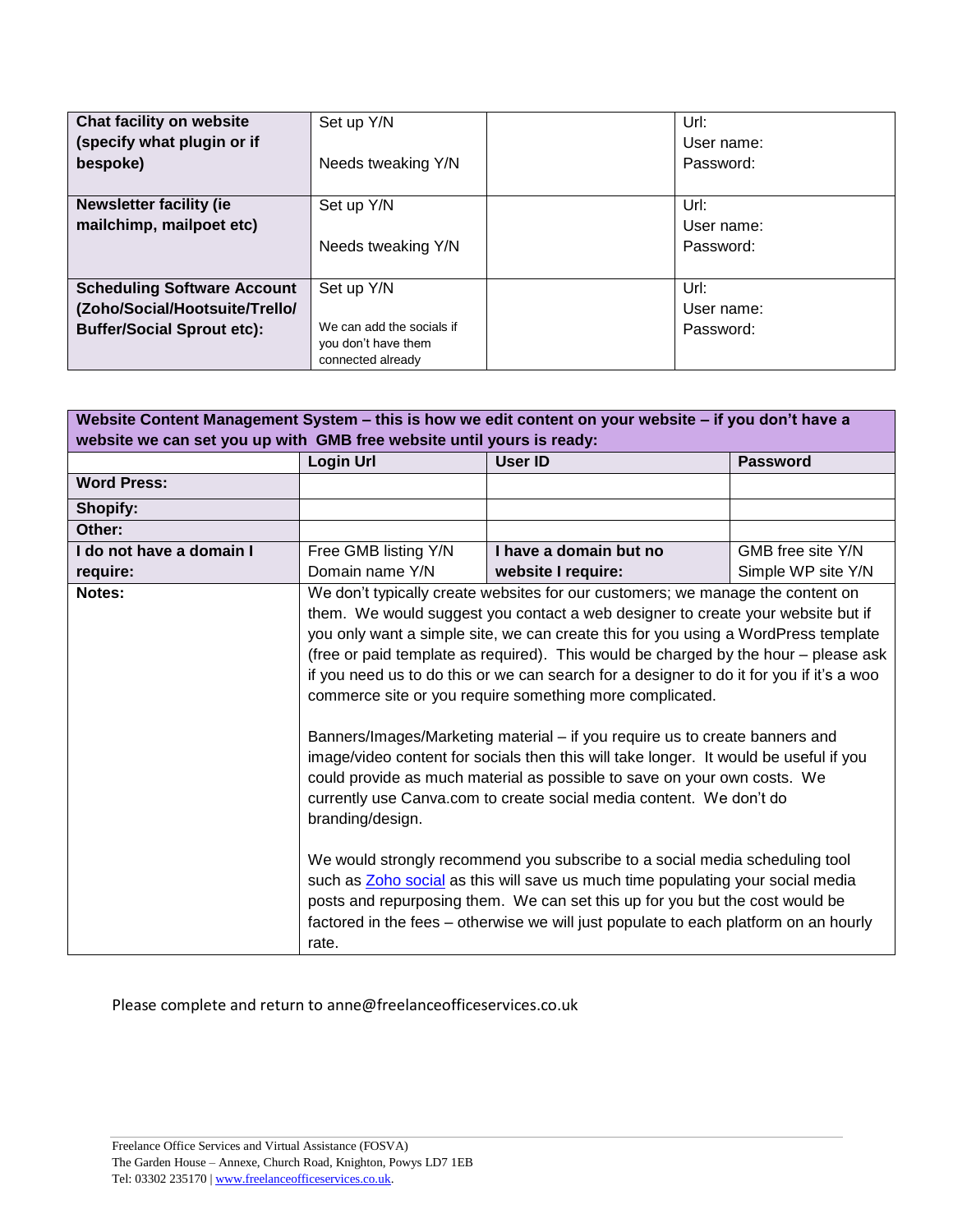| | | | |
|---|---|---|---|
| **Chat facility on website (specify what plugin or if bespoke)** | Set up Y/N<br><br>Needs tweaking Y/N | | Url:<br>User name:<br>Password: |
| **Newsletter facility (ie mailchimp, mailpoet etc)** | Set up Y/N<br><br>Needs tweaking Y/N | | Url:<br>User name:<br>Password: |
| **Scheduling Software Account (Zoho/Social/Hootsuite/Trello/ Buffer/Social Sprout etc):** | Set up Y/N<br><br>We can add the socials if you don't have them connected already | | Url:<br>User name:<br>Password: |

| **Website Content Management System – this is how we edit content on your website – if you don't have a website we can set you up with GMB free website until yours is ready:** | | | |
|---|---|---|---|
| | **Login Url** | **User ID** | **Password** |
| **Word Press:** | | | |
| **Shopify:** | | | |
| **Other:** | | | |
| **I do not have a domain I require:** | Free GMB listing Y/N<br>Domain name Y/N | **I have a domain but no website I require:** | GMB free site Y/N<br>Simple WP site Y/N |
| **Notes:** | We don't typically create websites for our customers; we manage the content on them. We would suggest you contact a web designer to create your website but if you only want a simple site, we can create this for you using a WordPress template (free or paid template as required). This would be charged by the hour – please ask if you need us to do this or we can search for a designer to do it for you if it's a woo commerce site or you require something more complicated.<br><br>Banners/Images/Marketing material – if you require us to create banners and image/video content for socials then this will take longer. It would be useful if you could provide as much material as possible to save on your own costs. We currently use Canva.com to create social media content. We don't do branding/design.<br><br>We would strongly recommend you subscribe to a social media scheduling tool such as Zoho social as this will save us much time populating your social media posts and repurposing them. We can set this up for you but the cost would be factored in the fees – otherwise we will just populate to each platform on an hourly rate. | | |

Please complete and return to anne@freelanceofficeservices.co.uk

Freelance Office Services and Virtual Assistance (FOSVA)
The Garden House – Annexe, Church Road, Knighton, Powys LD7 1EB
Tel: 03302 235170 | www.freelanceofficeservices.co.uk.